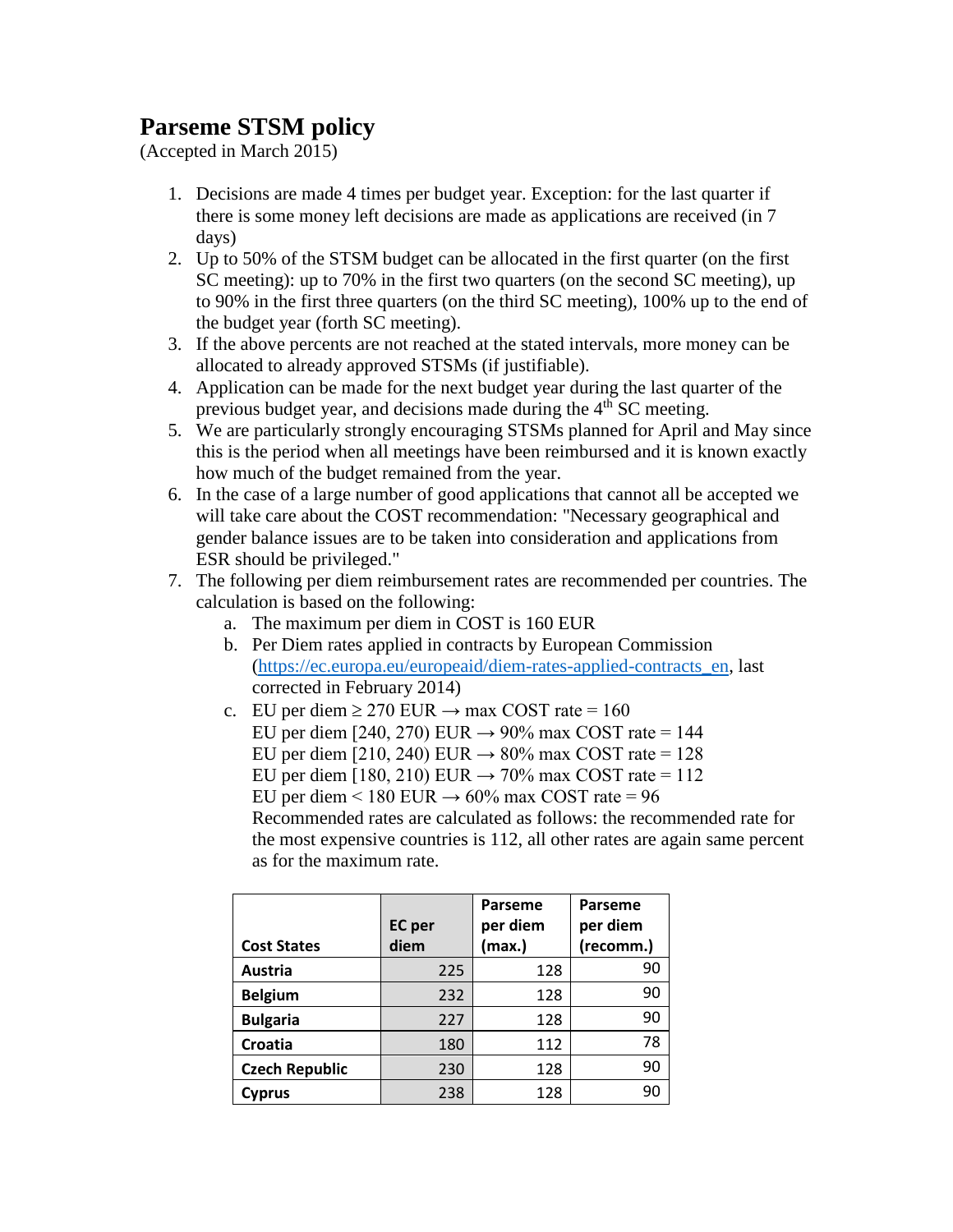# Parseme STSM policy

(Accepted in March 2015)

1. Decisions are made 4 times per budget year. Exception: for the last quarter if there is some money left decisions are made as applications are received (in 7 days)
2. Up to 50% of the STSM budget can be allocated in the first quarter (on the first SC meeting): up to 70% in the first two quarters (on the second SC meeting), up to 90% in the first three quarters (on the third SC meeting), 100% up to the end of the budget year (forth SC meeting).
3. If the above percents are not reached at the stated intervals, more money can be allocated to already approved STSMs (if justifiable).
4. Application can be made for the next budget year during the last quarter of the previous budget year, and decisions made during the 4th SC meeting.
5. We are particularly strongly encouraging STSMs planned for April and May since this is the period when all meetings have been reimbursed and it is known exactly how much of the budget remained from the year.
6. In the case of a large number of good applications that cannot all be accepted we will take care about the COST recommendation: "Necessary geographical and gender balance issues are to be taken into consideration and applications from ESR should be privileged."
7. The following per diem reimbursement rates are recommended per countries. The calculation is based on the following:
   a. The maximum per diem in COST is 160 EUR
   b. Per Diem rates applied in contracts by European Commission (https://ec.europa.eu/europeaid/diem-rates-applied-contracts_en, last corrected in February 2014)
   c. EU per diem ≥ 270 EUR → max COST rate = 160
      EU per diem [240, 270) EUR → 90% max COST rate = 144
      EU per diem [210, 240) EUR → 80% max COST rate = 128
      EU per diem [180, 210) EUR → 70% max COST rate = 112
      EU per diem < 180 EUR → 60% max COST rate = 96
      Recommended rates are calculated as follows: the recommended rate for the most expensive countries is 112, all other rates are again same percent as for the maximum rate.

| Cost States | EC per diem | Parseme per diem (max.) | Parseme per diem (recomm.) |
|---|---|---|---|
| Austria | 225 | 128 | 90 |
| Belgium | 232 | 128 | 90 |
| Bulgaria | 227 | 128 | 90 |
| Croatia | 180 | 112 | 78 |
| Czech Republic | 230 | 128 | 90 |
| Cyprus | 238 | 128 | 90 |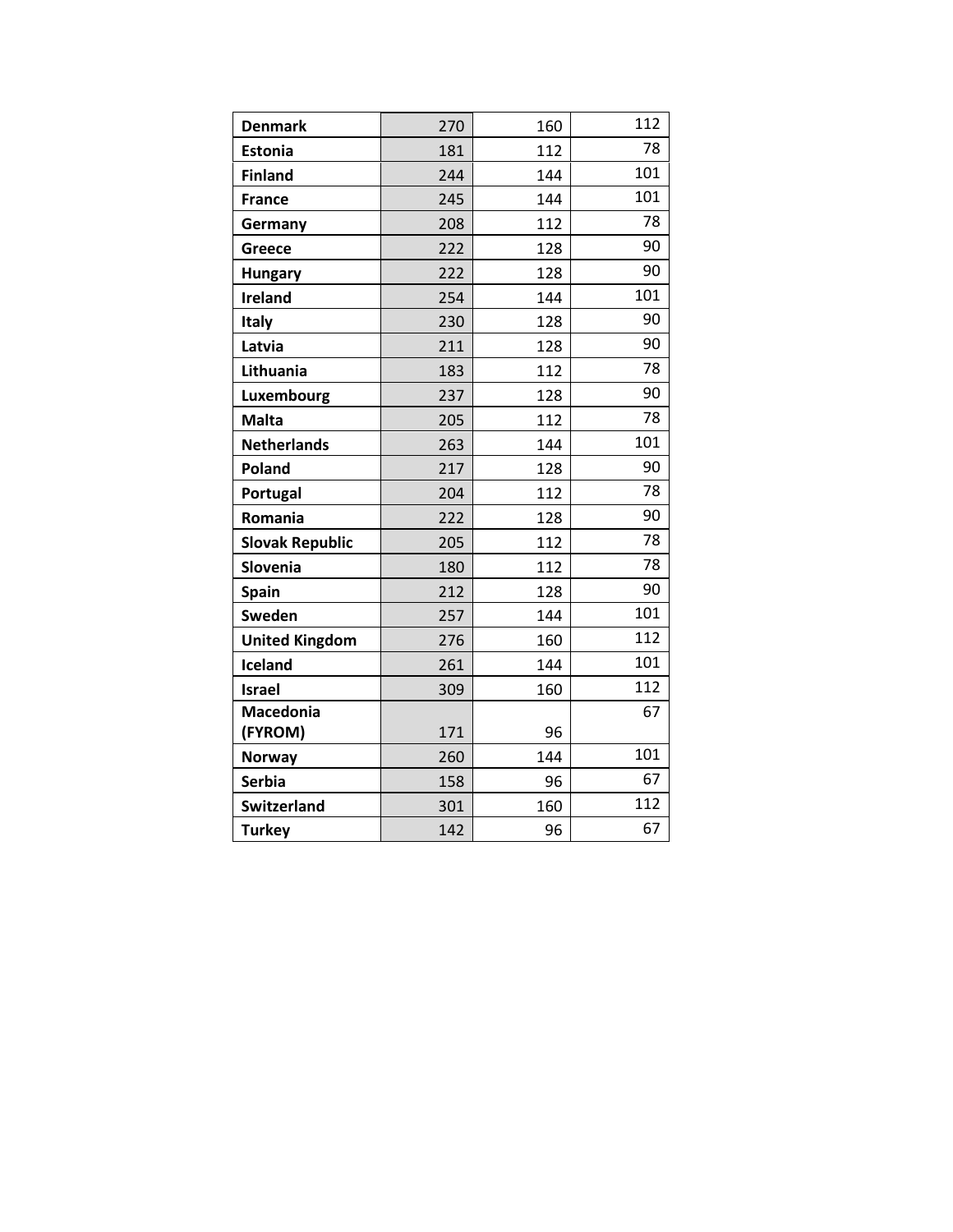| | | | |
|---|---|---|---|
| **Denmark** | 270 | 160 | 112 |
| **Estonia** | 181 | 112 | 78 |
| **Finland** | 244 | 144 | 101 |
| **France** | 245 | 144 | 101 |
| **Germany** | 208 | 112 | 78 |
| **Greece** | 222 | 128 | 90 |
| **Hungary** | 222 | 128 | 90 |
| **Ireland** | 254 | 144 | 101 |
| **Italy** | 230 | 128 | 90 |
| **Latvia** | 211 | 128 | 90 |
| **Lithuania** | 183 | 112 | 78 |
| **Luxembourg** | 237 | 128 | 90 |
| **Malta** | 205 | 112 | 78 |
| **Netherlands** | 263 | 144 | 101 |
| **Poland** | 217 | 128 | 90 |
| **Portugal** | 204 | 112 | 78 |
| **Romania** | 222 | 128 | 90 |
| **Slovak Republic** | 205 | 112 | 78 |
| **Slovenia** | 180 | 112 | 78 |
| **Spain** | 212 | 128 | 90 |
| **Sweden** | 257 | 144 | 101 |
| **United Kingdom** | 276 | 160 | 112 |
| **Iceland** | 261 | 144 | 101 |
| **Israel** | 309 | 160 | 112 |
| **Macedonia (FYROM)** | 171 | 96 | 67 |
| **Norway** | 260 | 144 | 101 |
| **Serbia** | 158 | 96 | 67 |
| **Switzerland** | 301 | 160 | 112 |
| **Turkey** | 142 | 96 | 67 |